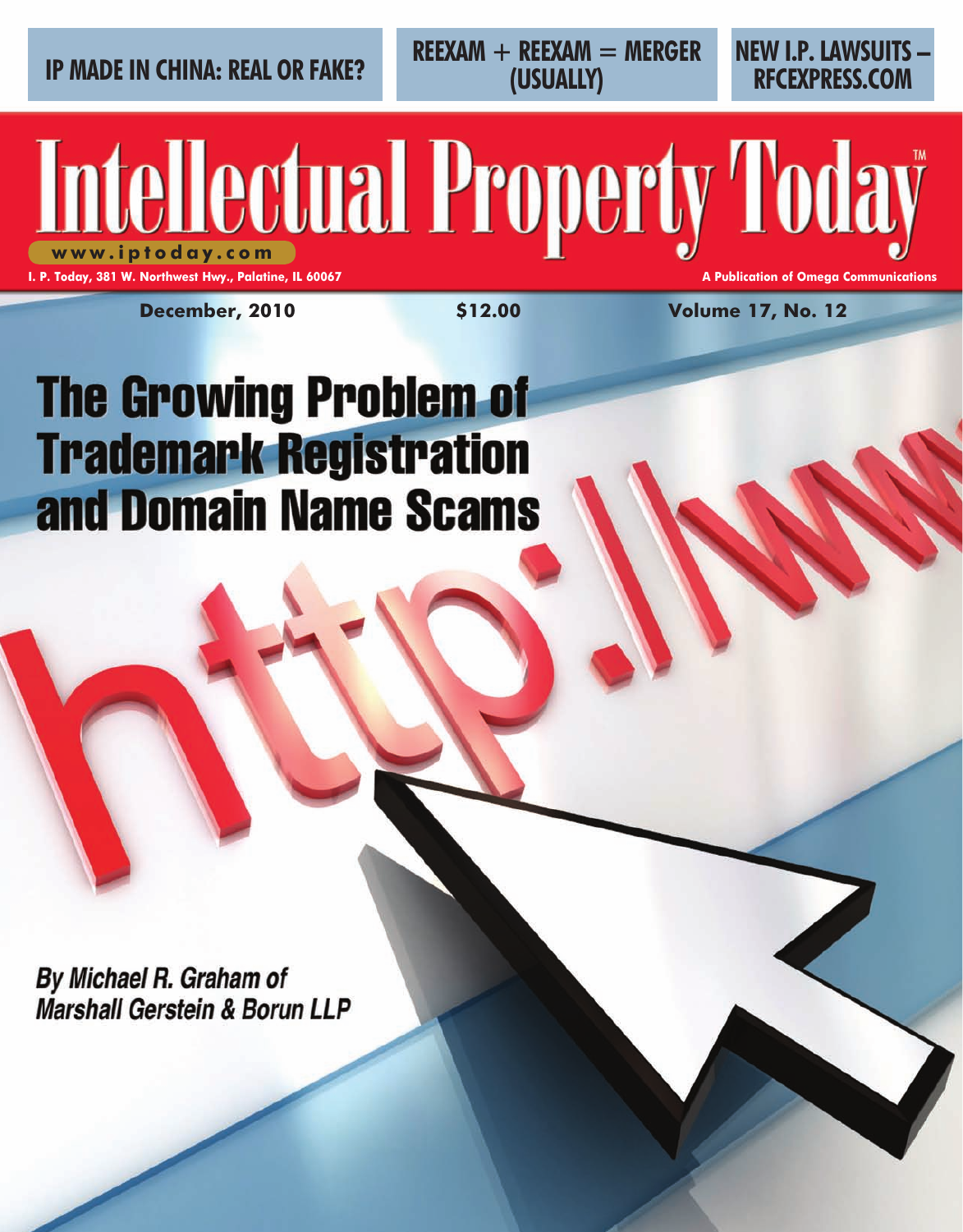IP MADE IN CHINA: REAL OR FAKE?

REEXAM + REEXAM = MERGER (USUALLY)

NEW I.P. LAWSUITS – RFCEXPRESS.COM

# Intellectual Property Today™

www.iptoday.com

I. P. Today, 381 W. Northwest Hwy., Palatine, IL 60067

A Publication of Omega Communications

December, 2010 — $12.00 — Volume 17, No. 12

# The Growing Problem of Trademark Registration and Domain Name Scams

*By Michael R. Graham of Marshall Gerstein & Borun LLP*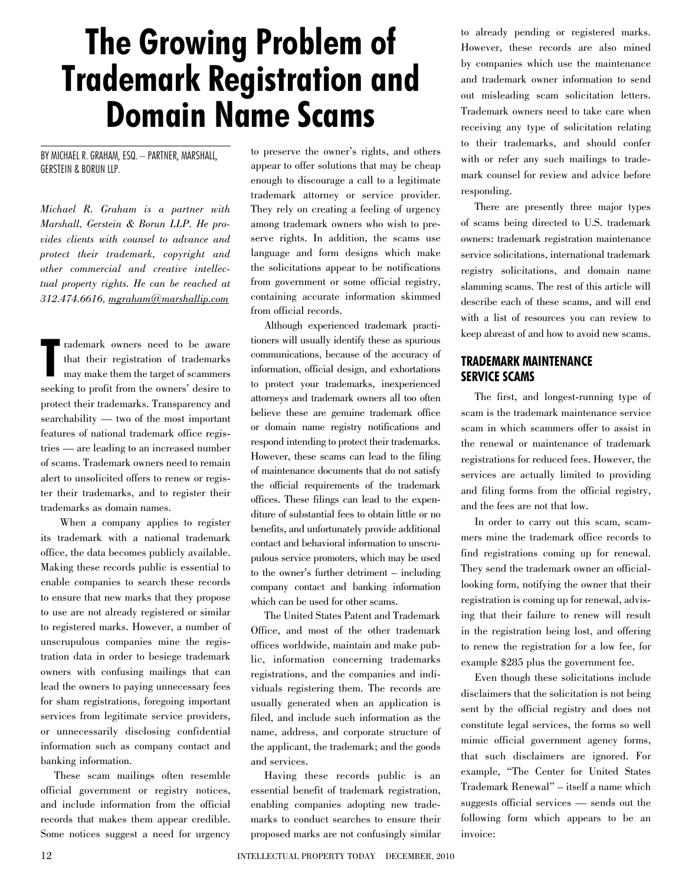# The Growing Problem of Trademark Registration and Domain Name Scams

BY MICHAEL R. GRAHAM, ESQ. – PARTNER, MARSHALL, GERSTEIN & BORUN LLP.

*Michael R. Graham is a partner with Marshall, Gerstein & Borun LLP. He provides clients with counsel to advance and protect their trademark, copyright and other commercial and creative intellectual property rights. He can be reached at 312.474.6616, mgraham@marshallip.com*

Trademark owners need to be aware that their registration of trademarks may make them the target of scammers seeking to profit from the owners' desire to protect their trademarks. Transparency and searchability — two of the most important features of national trademark office registries — are leading to an increased number of scams. Trademark owners need to remain alert to unsolicited offers to renew or register their trademarks, and to register their trademarks as domain names.

When a company applies to register its trademark with a national trademark office, the data becomes publicly available. Making these records public is essential to enable companies to search these records to ensure that new marks that they propose to use are not already registered or similar to registered marks. However, a number of unscrupulous companies mine the registration data in order to besiege trademark owners with confusing mailings that can lead the owners to paying unnecessary fees for sham registrations, foregoing important services from legitimate service providers, or unnecessarily disclosing confidential information such as company contact and banking information.

These scam mailings often resemble official government or registry notices, and include information from the official records that makes them appear credible. Some notices suggest a need for urgency to preserve the owner's rights, and others appear to offer solutions that may be cheap enough to discourage a call to a legitimate trademark attorney or service provider. They rely on creating a feeling of urgency among trademark owners who wish to preserve rights. In addition, the scams use language and form designs which make the solicitations appear to be notifications from government or some official registry, containing accurate information skimmed from official records.

Although experienced trademark practitioners will usually identify these as spurious communications, because of the accuracy of information, official design, and exhortations to protect your trademarks, inexperienced attorneys and trademark owners all too often believe these are genuine trademark office or domain name registry notifications and respond intending to protect their trademarks. However, these scams can lead to the filing of maintenance documents that do not satisfy the official requirements of the trademark offices. These filings can lead to the expenditure of substantial fees to obtain little or no benefits, and unfortunately provide additional contact and behavioral information to unscrupulous service promoters, which may be used to the owner's further detriment – including company contact and banking information which can be used for other scams.

The United States Patent and Trademark Office, and most of the other trademark offices worldwide, maintain and make public, information concerning trademarks registrations, and the companies and individuals registering them. The records are usually generated when an application is filed, and include such information as the name, address, and corporate structure of the applicant, the trademark; and the goods and services.

Having these records public is an essential benefit of trademark registration, enabling companies adopting new trademarks to conduct searches to ensure their proposed marks are not confusingly similar to already pending or registered marks. However, these records are also mined by companies which use the maintenance and trademark owner information to send out misleading scam solicitation letters. Trademark owners need to take care when receiving any type of solicitation relating to their trademarks, and should confer with or refer any such mailings to trademark counsel for review and advice before responding.

There are presently three major types of scams being directed to U.S. trademark owners: trademark registration maintenance service solicitations, international trademark registry solicitations, and domain name slamming scams. The rest of this article will describe each of these scams, and will end with a list of resources you can review to keep abreast of and how to avoid new scams.

## TRADEMARK MAINTENANCE SERVICE SCAMS

The first, and longest-running type of scam is the trademark maintenance service scam in which scammers offer to assist in the renewal or maintenance of trademark registrations for reduced fees. However, the services are actually limited to providing and filing forms from the official registry, and the fees are not that low.

In order to carry out this scam, scammers mine the trademark office records to find registrations coming up for renewal. They send the trademark owner an official-looking form, notifying the owner that their registration is coming up for renewal, advising that their failure to renew will result in the registration being lost, and offering to renew the registration for a low fee, for example $285 plus the government fee.

Even though these solicitations include disclaimers that the solicitation is not being sent by the official registry and does not constitute legal services, the forms so well mimic official government agency forms, that such disclaimers are ignored. For example, "The Center for United States Trademark Renewal" – itself a name which suggests official services — sends out the following form which appears to be an invoice: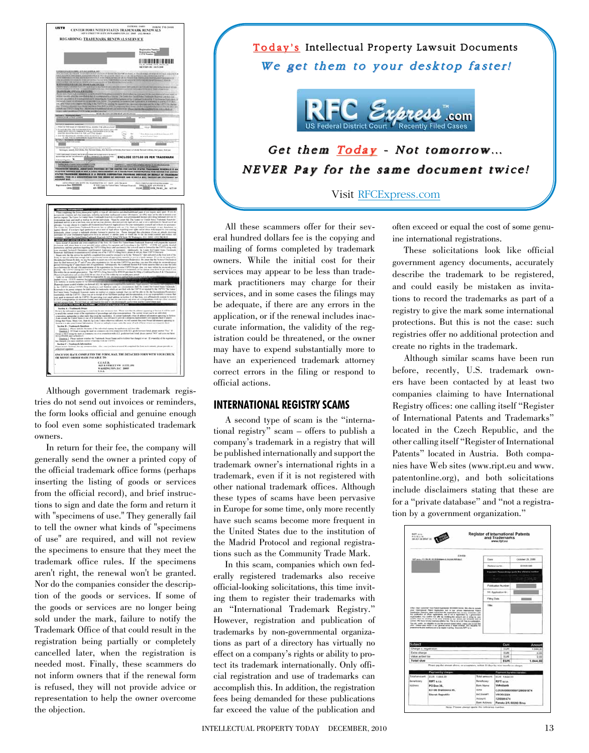Although government trademark registries do not send out invoices or reminders, the form looks official and genuine enough to fool even some sophisticated trademark owners.

In return for their fee, the company will generally send the owner a printed copy of the official trademark office forms (perhaps inserting the listing of goods or services from the official record), and brief instructions to sign and date the form and return it with "specimens of use." They generally fail to tell the owner what kinds of "specimens of use" are required, and will not review the specimens to ensure that they meet the trademark office rules. If the specimens aren't right, the renewal won't be granted. Nor do the companies consider the description of the goods or services. If some of the goods or services are no longer being sold under the mark, failure to notify the Trademark Office of that could result in the registration being partially or completely cancelled later, when the registration is needed most. Finally, these scammers do not inform owners that if the renewal form is refused, they will not provide advice or representation to help the owner overcome the objection.

**Today's** Intellectual Property Lawsuit Documents

*We get them to your desktop faster!*

RFC Express.com — US Federal District Court Recently Filed Cases

*Get them Today - Not tomorrow...*

*NEVER Pay for the same document twice!*

Visit RFCExpress.com

All these scammers offer for their several hundred dollars fee is the copying and mailing of forms completed by trademark owners. While the initial cost for their services may appear to be less than trademark practitioners may charge for their services, and in some cases the filings may be adequate, if there are any errors in the application, or if the renewal includes inaccurate information, the validity of the registration could be threatened, or the owner may have to expend substantially more to have an experienced trademark attorney correct errors in the filing or respond to official actions.

## INTERNATIONAL REGISTRY SCAMS

A second type of scam is the "international registry" scam – offers to publish a company's trademark in a registry that will be published internationally and support the trademark owner's international rights in a trademark, even if it is not registered with other national trademark offices. Although these types of scams have been pervasive in Europe for some time, only more recently have such scams become more frequent in the United States due to the institution of the Madrid Protocol and regional registrations such as the Community Trade Mark.

In this scam, companies which own federally registered trademarks also receive official-looking solicitations, this time inviting them to register their trademarks with an "International Trademark Registry." However, registration and publication of trademarks by non-governmental organizations as part of a directory has virtually no effect on a company's rights or ability to protect its trademark internationally. Only official registration and use of trademarks can accomplish this. In addition, the registration fees being demanded for these publications far exceed the value of the publication and often exceed or equal the cost of some genuine international registrations.

These solicitations look like official government agency documents, accurately describe the trademark to be registered, and could easily be mistaken as invitations to record the trademarks as part of a registry to give the mark some international protections. But this is not the case: such registries offer no additional protection and create no rights in the trademark.

Although similar scams have been run before, recently, U.S. trademark owners have been contacted by at least two companies claiming to have International Registry offices: one calling itself "Register of International Patents and Trademarks" located in the Czech Republic, and the other calling itself "Register of International Patents" located in Austria. Both companies have Web sites (www.ript.eu and www.patentonline.org), and both solicitations include disclaimers stating that these are for a "private database" and "not a registration by a government organization."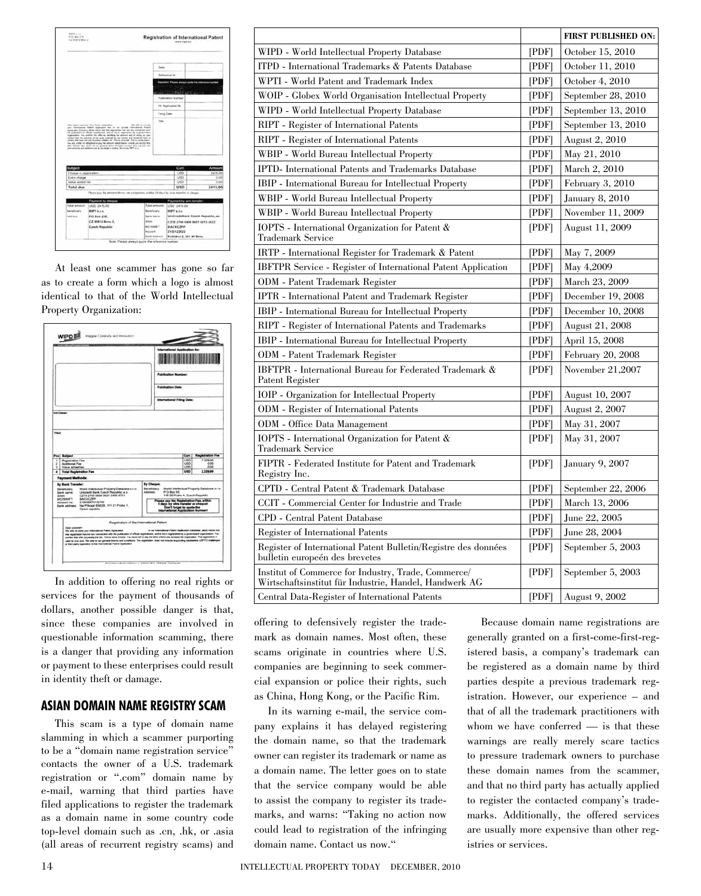At least one scammer has gone so far as to create a form which a logo is almost identical to that of the World Intellectual Property Organization:

In addition to offering no real rights or services for the payment of thousands of dollars, another possible danger is that, since these companies are involved in questionable information scamming, there is a danger that providing any information or payment to these enterprises could result in identity theft or damage.

| | | FIRST PUBLISHED ON: |
|---|---|---|
| WIPD - World Intellectual Property Database | [PDF] | October 15, 2010 |
| ITPD - International Trademarks & Patents Database | [PDF] | October 11, 2010 |
| WPTI - World Patent and Trademark Index | [PDF] | October 4, 2010 |
| WOIP - Globex World Organisation Intellectual Property | [PDF] | September 28, 2010 |
| WIPD - World Intellectual Property Database | [PDF] | September 13, 2010 |
| RIPT - Register of International Patents | [PDF] | September 13, 2010 |
| RIPT - Register of International Patents | [PDF] | August 2, 2010 |
| WBIP - World Bureau Intellectual Property | [PDF] | May 21, 2010 |
| IPTD- International Patents and Trademarks Database | [PDF] | March 2, 2010 |
| IBIP - International Bureau for Intellectual Property | [PDF] | February 3, 2010 |
| WBIP - World Bureau Intellectual Property | [PDF] | January 8, 2010 |
| WBIP - World Bureau Intellectual Property | [PDF] | November 11, 2009 |
| IOPTS - International Organization for Patent & Trademark Service | [PDF] | August 11, 2009 |
| IRTP - International Register for Trademark & Patent | [PDF] | May 7, 2009 |
| IBFTPR Service - Register of International Patent Application | [PDF] | May 4,2009 |
| ODM - Patent Trademark Register | [PDF] | March 23, 2009 |
| IPTR - International Patent and Trademark Register | [PDF] | December 19, 2008 |
| IBIP - International Bureau for Intellectual Property | [PDF] | December 10, 2008 |
| RIPT - Register of International Patents and Trademarks | [PDF] | August 21, 2008 |
| IBIP - International Bureau for Intellectual Property | [PDF] | April 15, 2008 |
| ODM - Patent Trademark Register | [PDF] | February 20, 2008 |
| IBFTPR - International Bureau for Federated Trademark & Patent Register | [PDF] | November 21,2007 |
| IOIP - Organization for Intellectual Property | [PDF] | August 10, 2007 |
| ODM - Register of International Patents | [PDF] | August 2, 2007 |
| ODM - Office Data Management | [PDF] | May 31, 2007 |
| IOPTS - International Organization for Patent & Trademark Service | [PDF] | May 31, 2007 |
| FIPTR - Federated Institute for Patent and Trademark Registry Inc. | [PDF] | January 9, 2007 |
| CPTD - Central Patent & Trademark Database | [PDF] | September 22, 2006 |
| CCIT - Commercial Center for Industrie and Trade | [PDF] | March 13, 2006 |
| CPD - Central Patent Database | [PDF] | June 22, 2005 |
| Register of International Patents | [PDF] | June 28, 2004 |
| Register of International Patent Bulletin/Registre des données bulletin europeén des brevetes | [PDF] | September 5, 2003 |
| Institut of Commerce for Industry, Trade, Commerce/ Wirtschaftsinstitut für Industrie, Handel, Handwerk AG | [PDF] | September 5, 2003 |
| Central Data-Register of International Patents | [PDF] | August 9, 2002 |

## ASIAN DOMAIN NAME REGISTRY SCAM

This scam is a type of domain name slamming in which a scammer purporting to be a "domain name registration service" contacts the owner of a U.S. trademark registration or ".com" domain name by e-mail, warning that third parties have filed applications to register the trademark as a domain name in some country code top-level domain such as .cn, .hk, or .asia (all areas of recurrent registry scams) and offering to defensively register the trademark as domain names. Most often, these scams originate in countries where U.S. companies are beginning to seek commercial expansion or police their rights, such as China, Hong Kong, or the Pacific Rim.

In its warning e-mail, the service company explains it has delayed registering the domain name, so that the trademark owner can register its trademark or name as a domain name. The letter goes on to state that the service company would be able to assist the company to register its trademarks, and warns: "Taking no action now could lead to registration of the infringing domain name. Contact us now."

Because domain name registrations are generally granted on a first-come-first-registered basis, a company's trademark can be registered as a domain name by third parties despite a previous trademark registration. However, our experience – and that of all the trademark practitioners with whom we have conferred — is that these warnings are really merely scare tactics to pressure trademark owners to purchase these domain names from the scammer, and that no third party has actually applied to register the contacted company's trademarks. Additionally, the offered services are usually more expensive than other registries or services.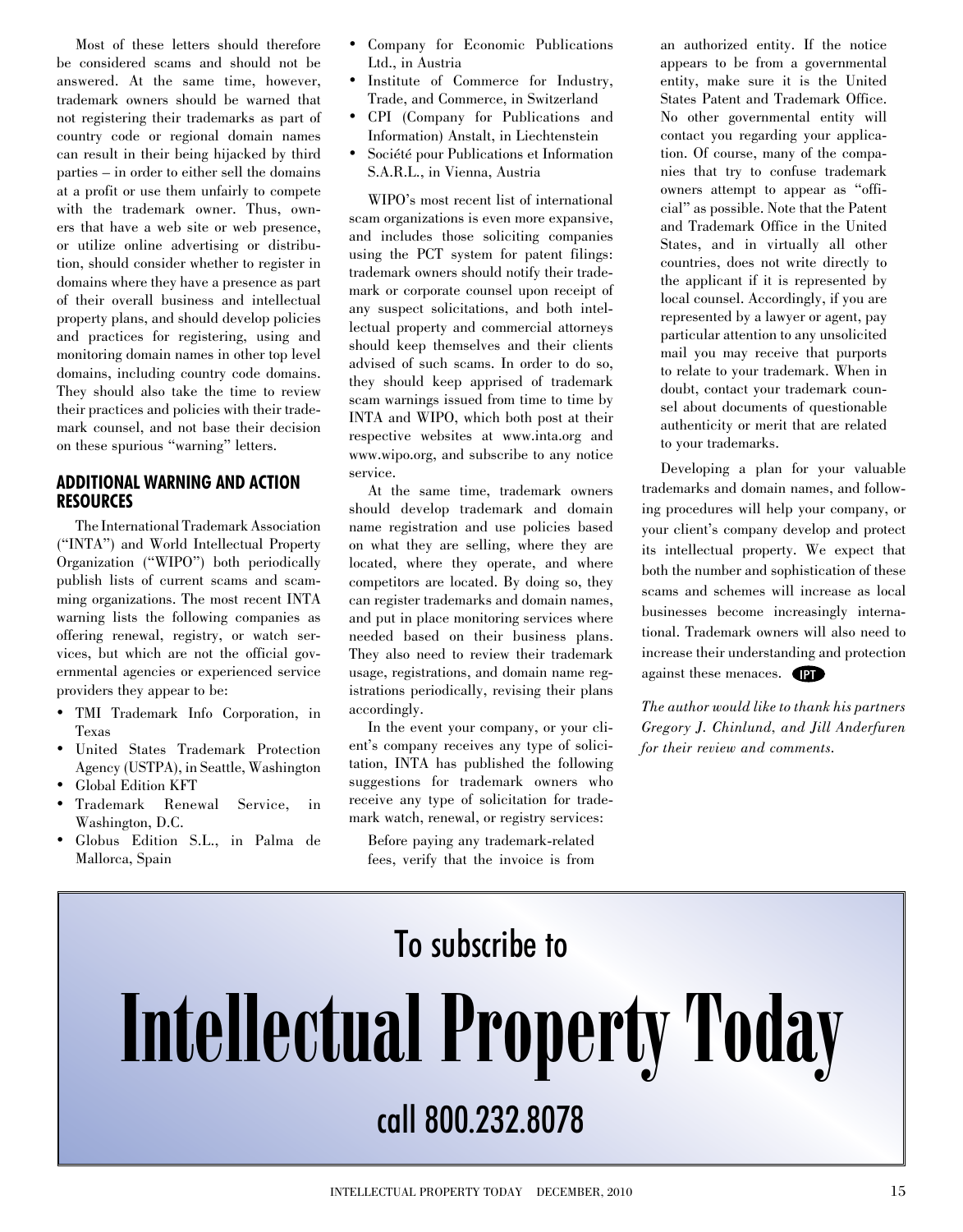Most of these letters should therefore be considered scams and should not be answered. At the same time, however, trademark owners should be warned that not registering their trademarks as part of country code or regional domain names can result in their being hijacked by third parties – in order to either sell the domains at a profit or use them unfairly to compete with the trademark owner. Thus, owners that have a web site or web presence, or utilize online advertising or distribution, should consider whether to register in domains where they have a presence as part of their overall business and intellectual property plans, and should develop policies and practices for registering, using and monitoring domain names in other top level domains, including country code domains. They should also take the time to review their practices and policies with their trademark counsel, and not base their decision on these spurious "warning" letters.

## ADDITIONAL WARNING AND ACTION RESOURCES

The International Trademark Association ("INTA") and World Intellectual Property Organization ("WIPO") both periodically publish lists of current scams and scamming organizations. The most recent INTA warning lists the following companies as offering renewal, registry, or watch services, but which are not the official governmental agencies or experienced service providers they appear to be:

- TMI Trademark Info Corporation, in Texas
- United States Trademark Protection Agency (USTPA), in Seattle, Washington
- Global Edition KFT
- Trademark Renewal Service, in Washington, D.C.
- Globus Edition S.L., in Palma de Mallorca, Spain
- Company for Economic Publications Ltd., in Austria
- Institute of Commerce for Industry, Trade, and Commerce, in Switzerland
- CPI (Company for Publications and Information) Anstalt, in Liechtenstein
- Société pour Publications et Information S.A.R.L., in Vienna, Austria

WIPO's most recent list of international scam organizations is even more expansive, and includes those soliciting companies using the PCT system for patent filings: trademark owners should notify their trademark or corporate counsel upon receipt of any suspect solicitations, and both intellectual property and commercial attorneys should keep themselves and their clients advised of such scams. In order to do so, they should keep apprised of trademark scam warnings issued from time to time by INTA and WIPO, which both post at their respective websites at www.inta.org and www.wipo.org, and subscribe to any notice service.

At the same time, trademark owners should develop trademark and domain name registration and use policies based on what they are selling, where they are located, where they operate, and where competitors are located. By doing so, they can register trademarks and domain names, and put in place monitoring services where needed based on their business plans. They also need to review their trademark usage, registrations, and domain name registrations periodically, revising their plans accordingly.

In the event your company, or your client's company receives any type of solicitation, INTA has published the following suggestions for trademark owners who receive any type of solicitation for trademark watch, renewal, or registry services:

> Before paying any trademark-related fees, verify that the invoice is from an authorized entity. If the notice appears to be from a governmental entity, make sure it is the United States Patent and Trademark Office. No other governmental entity will contact you regarding your application. Of course, many of the companies that try to confuse trademark owners attempt to appear as "official" as possible. Note that the Patent and Trademark Office in the United States, and in virtually all other countries, does not write directly to the applicant if it is represented by local counsel. Accordingly, if you are represented by a lawyer or agent, pay particular attention to any unsolicited mail you may receive that purports to relate to your trademark. When in doubt, contact your trademark counsel about documents of questionable authenticity or merit that are related to your trademarks.

Developing a plan for your valuable trademarks and domain names, and following procedures will help your company, or your client's company develop and protect its intellectual property. We expect that both the number and sophistication of these scams and schemes will increase as local businesses become increasingly international. Trademark owners will also need to increase their understanding and protection against these menaces. IPT

*The author would like to thank his partners Gregory J. Chinlund, and Jill Anderfuren for their review and comments.*

To subscribe to

# Intellectual Property Today

call 800.232.8078